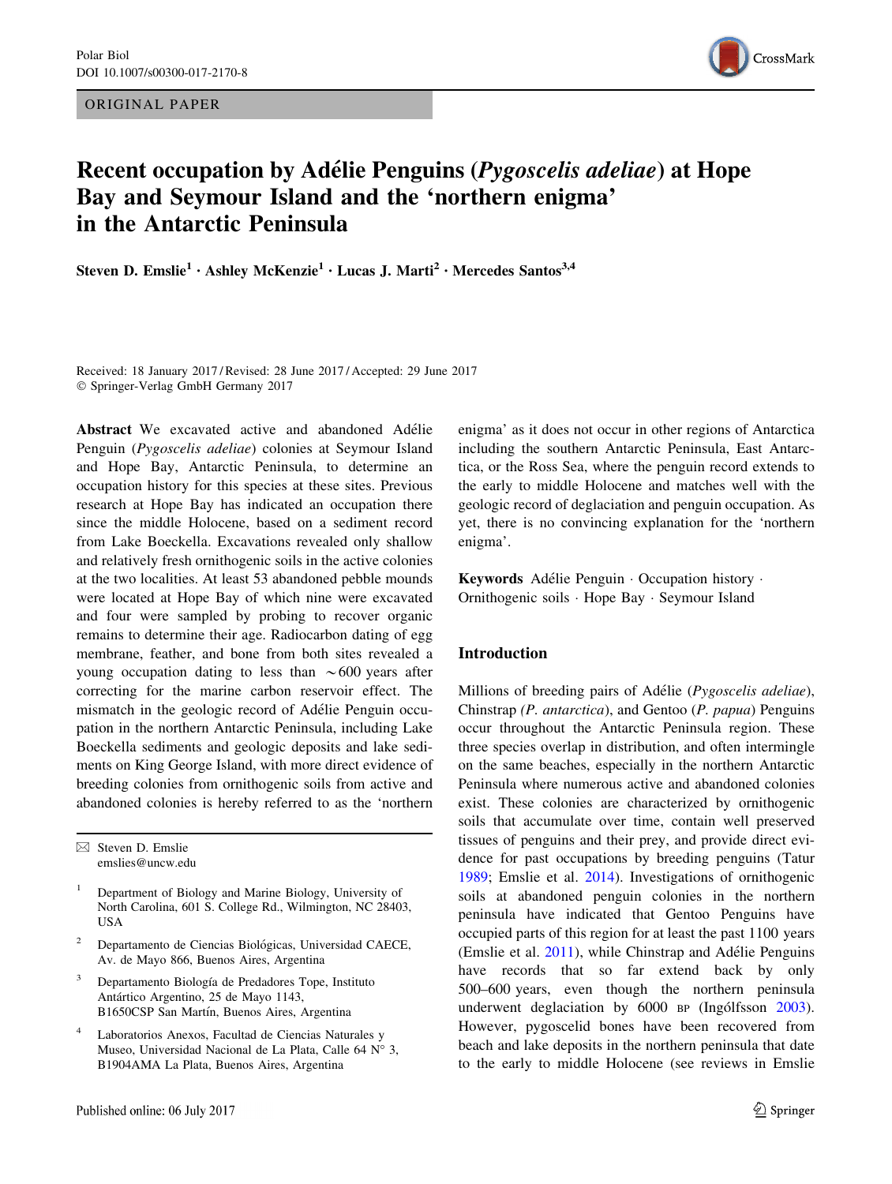Polar Biol
DOI 10.1007/s00300-017-2170-8

ORIGINAL PAPER

# Recent occupation by Adélie Penguins (*Pygoscelis adeliae*) at Hope Bay and Seymour Island and the 'northern enigma' in the Antarctic Peninsula

**Steven D. Emslie[1] · Ashley McKenzie[1] · Lucas J. Marti[2] · Mercedes Santos[3,4]**

Received: 18 January 2017 / Revised: 28 June 2017 / Accepted: 29 June 2017
© Springer-Verlag GmbH Germany 2017

**Abstract** We excavated active and abandoned Adélie Penguin (*Pygoscelis adeliae*) colonies at Seymour Island and Hope Bay, Antarctic Peninsula, to determine an occupation history for this species at these sites. Previous research at Hope Bay has indicated an occupation there since the middle Holocene, based on a sediment record from Lake Boeckella. Excavations revealed only shallow and relatively fresh ornithogenic soils in the active colonies at the two localities. At least 53 abandoned pebble mounds were located at Hope Bay of which nine were excavated and four were sampled by probing to recover organic remains to determine their age. Radiocarbon dating of egg membrane, feather, and bone from both sites revealed a young occupation dating to less than ~600 years after correcting for the marine carbon reservoir effect. The mismatch in the geologic record of Adélie Penguin occupation in the northern Antarctic Peninsula, including Lake Boeckella sediments and geologic deposits and lake sediments on King George Island, with more direct evidence of breeding colonies from ornithogenic soils from active and abandoned colonies is hereby referred to as the 'northern enigma' as it does not occur in other regions of Antarctica including the southern Antarctic Peninsula, East Antarctica, or the Ross Sea, where the penguin record extends to the early to middle Holocene and matches well with the geologic record of deglaciation and penguin occupation. As yet, there is no convincing explanation for the 'northern enigma'.

**Keywords** Adélie Penguin · Occupation history · Ornithogenic soils · Hope Bay · Seymour Island

✉ Steven D. Emslie
emslies@uncw.edu

[1] Department of Biology and Marine Biology, University of North Carolina, 601 S. College Rd., Wilmington, NC 28403, USA

[2] Departamento de Ciencias Biológicas, Universidad CAECE, Av. de Mayo 866, Buenos Aires, Argentina

[3] Departamento Biología de Predadores Tope, Instituto Antártico Argentino, 25 de Mayo 1143, B1650CSP San Martín, Buenos Aires, Argentina

[4] Laboratorios Anexos, Facultad de Ciencias Naturales y Museo, Universidad Nacional de La Plata, Calle 64 N° 3, B1904AMA La Plata, Buenos Aires, Argentina

## Introduction

Millions of breeding pairs of Adélie (*Pygoscelis adeliae*), Chinstrap (*P. antarctica*), and Gentoo (*P. papua*) Penguins occur throughout the Antarctic Peninsula region. These three species overlap in distribution, and often intermingle on the same beaches, especially in the northern Antarctic Peninsula where numerous active and abandoned colonies exist. These colonies are characterized by ornithogenic soils that accumulate over time, contain well preserved tissues of penguins and their prey, and provide direct evidence for past occupations by breeding penguins (Tatur 1989; Emslie et al. 2014). Investigations of ornithogenic soils at abandoned penguin colonies in the northern peninsula have indicated that Gentoo Penguins have occupied parts of this region for at least the past 1100 years (Emslie et al. 2011), while Chinstrap and Adélie Penguins have records that so far extend back by only 500–600 years, even though the northern peninsula underwent deglaciation by 6000 BP (Ingólfsson 2003). However, pygoscelid bones have been recovered from beach and lake deposits in the northern peninsula that date to the early to middle Holocene (see reviews in Emslie

Published online: 06 July 2017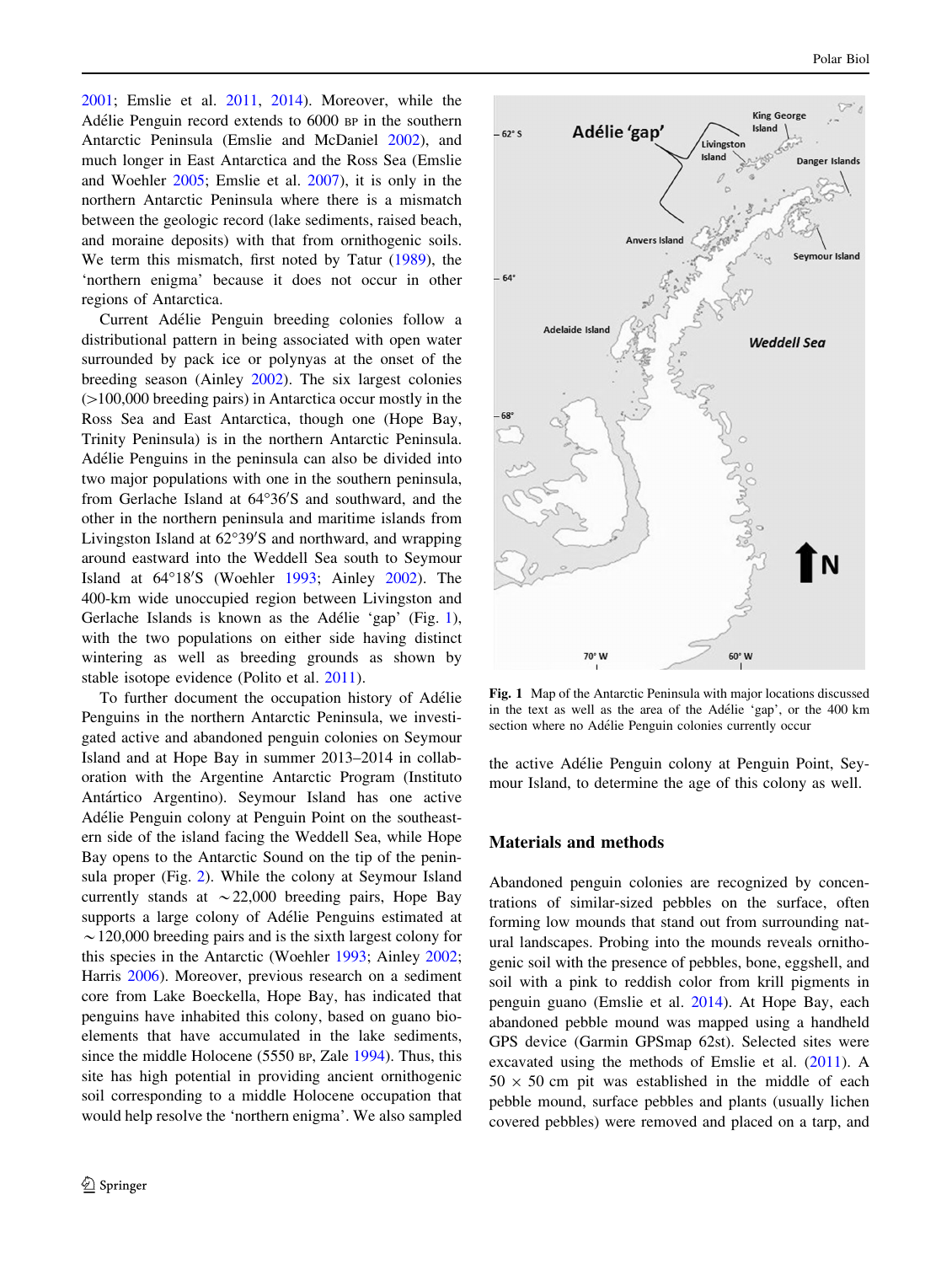2001; Emslie et al. 2011, 2014). Moreover, while the Adélie Penguin record extends to 6000 BP in the southern Antarctic Peninsula (Emslie and McDaniel 2002), and much longer in East Antarctica and the Ross Sea (Emslie and Woehler 2005; Emslie et al. 2007), it is only in the northern Antarctic Peninsula where there is a mismatch between the geologic record (lake sediments, raised beach, and moraine deposits) with that from ornithogenic soils. We term this mismatch, first noted by Tatur (1989), the 'northern enigma' because it does not occur in other regions of Antarctica.

Current Adélie Penguin breeding colonies follow a distributional pattern in being associated with open water surrounded by pack ice or polynyas at the onset of the breeding season (Ainley 2002). The six largest colonies (>100,000 breeding pairs) in Antarctica occur mostly in the Ross Sea and East Antarctica, though one (Hope Bay, Trinity Peninsula) is in the northern Antarctic Peninsula. Adélie Penguins in the peninsula can also be divided into two major populations with one in the southern peninsula, from Gerlache Island at 64°36′S and southward, and the other in the northern peninsula and maritime islands from Livingston Island at 62°39′S and northward, and wrapping around eastward into the Weddell Sea south to Seymour Island at 64°18′S (Woehler 1993; Ainley 2002). The 400-km wide unoccupied region between Livingston and Gerlache Islands is known as the Adélie 'gap' (Fig. 1), with the two populations on either side having distinct wintering as well as breeding grounds as shown by stable isotope evidence (Polito et al. 2011).

To further document the occupation history of Adélie Penguins in the northern Antarctic Peninsula, we investigated active and abandoned penguin colonies on Seymour Island and at Hope Bay in summer 2013–2014 in collaboration with the Argentine Antarctic Program (Instituto Antártico Argentino). Seymour Island has one active Adélie Penguin colony at Penguin Point on the southeastern side of the island facing the Weddell Sea, while Hope Bay opens to the Antarctic Sound on the tip of the peninsula proper (Fig. 2). While the colony at Seymour Island currently stands at ~22,000 breeding pairs, Hope Bay supports a large colony of Adélie Penguins estimated at ~120,000 breeding pairs and is the sixth largest colony for this species in the Antarctic (Woehler 1993; Ainley 2002; Harris 2006). Moreover, previous research on a sediment core from Lake Boeckella, Hope Bay, has indicated that penguins have inhabited this colony, based on guano bioelements that have accumulated in the lake sediments, since the middle Holocene (5550 BP, Zale 1994). Thus, this site has high potential in providing ancient ornithogenic soil corresponding to a middle Holocene occupation that would help resolve the 'northern enigma'. We also sampled the active Adélie Penguin colony at Penguin Point, Seymour Island, to determine the age of this colony as well.

**Fig. 1** Map of the Antarctic Peninsula with major locations discussed in the text as well as the area of the Adélie 'gap', or the 400 km section where no Adélie Penguin colonies currently occur

## Materials and methods

Abandoned penguin colonies are recognized by concentrations of similar-sized pebbles on the surface, often forming low mounds that stand out from surrounding natural landscapes. Probing into the mounds reveals ornithogenic soil with the presence of pebbles, bone, eggshell, and soil with a pink to reddish color from krill pigments in penguin guano (Emslie et al. 2014). At Hope Bay, each abandoned pebble mound was mapped using a handheld GPS device (Garmin GPSmap 62st). Selected sites were excavated using the methods of Emslie et al. (2011). A 50 × 50 cm pit was established in the middle of each pebble mound, surface pebbles and plants (usually lichen covered pebbles) were removed and placed on a tarp, and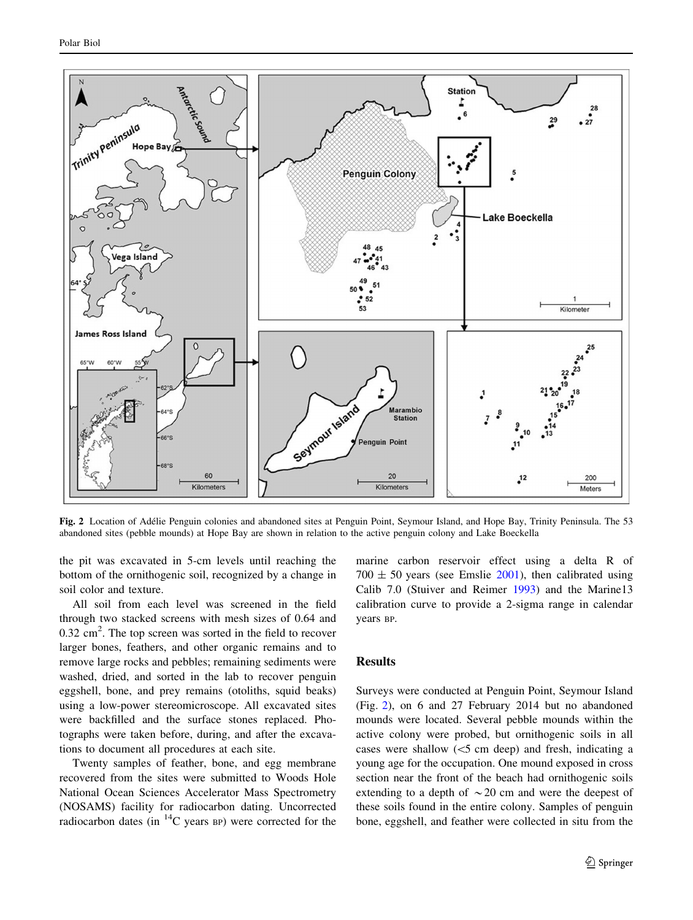Fig. 2 Location of Adélie Penguin colonies and abandoned sites at Penguin Point, Seymour Island, and Hope Bay, Trinity Peninsula. The 53 abandoned sites (pebble mounds) at Hope Bay are shown in relation to the active penguin colony and Lake Boeckella

the pit was excavated in 5-cm levels until reaching the bottom of the ornithogenic soil, recognized by a change in soil color and texture.

All soil from each level was screened in the field through two stacked screens with mesh sizes of 0.64 and 0.32 $cm^2$. The top screen was sorted in the field to recover larger bones, feathers, and other organic remains and to remove large rocks and pebbles; remaining sediments were washed, dried, and sorted in the lab to recover penguin eggshell, bone, and prey remains (otoliths, squid beaks) using a low-power stereomicroscope. All excavated sites were backfilled and the surface stones replaced. Photographs were taken before, during, and after the excavations to document all procedures at each site.

Twenty samples of feather, bone, and egg membrane recovered from the sites were submitted to Woods Hole National Ocean Sciences Accelerator Mass Spectrometry (NOSAMS) facility for radiocarbon dating. Uncorrected radiocarbon dates (in $^{14}$C years BP) were corrected for the marine carbon reservoir effect using a delta R of 700 ± 50 years (see Emslie 2001), then calibrated using Calib 7.0 (Stuiver and Reimer 1993) and the Marine13 calibration curve to provide a 2-sigma range in calendar years BP.

## Results

Surveys were conducted at Penguin Point, Seymour Island (Fig. 2), on 6 and 27 February 2014 but no abandoned mounds were located. Several pebble mounds within the active colony were probed, but ornithogenic soils in all cases were shallow (<5 cm deep) and fresh, indicating a young age for the occupation. One mound exposed in cross section near the front of the beach had ornithogenic soils extending to a depth of ~20 cm and were the deepest of these soils found in the entire colony. Samples of penguin bone, eggshell, and feather were collected in situ from the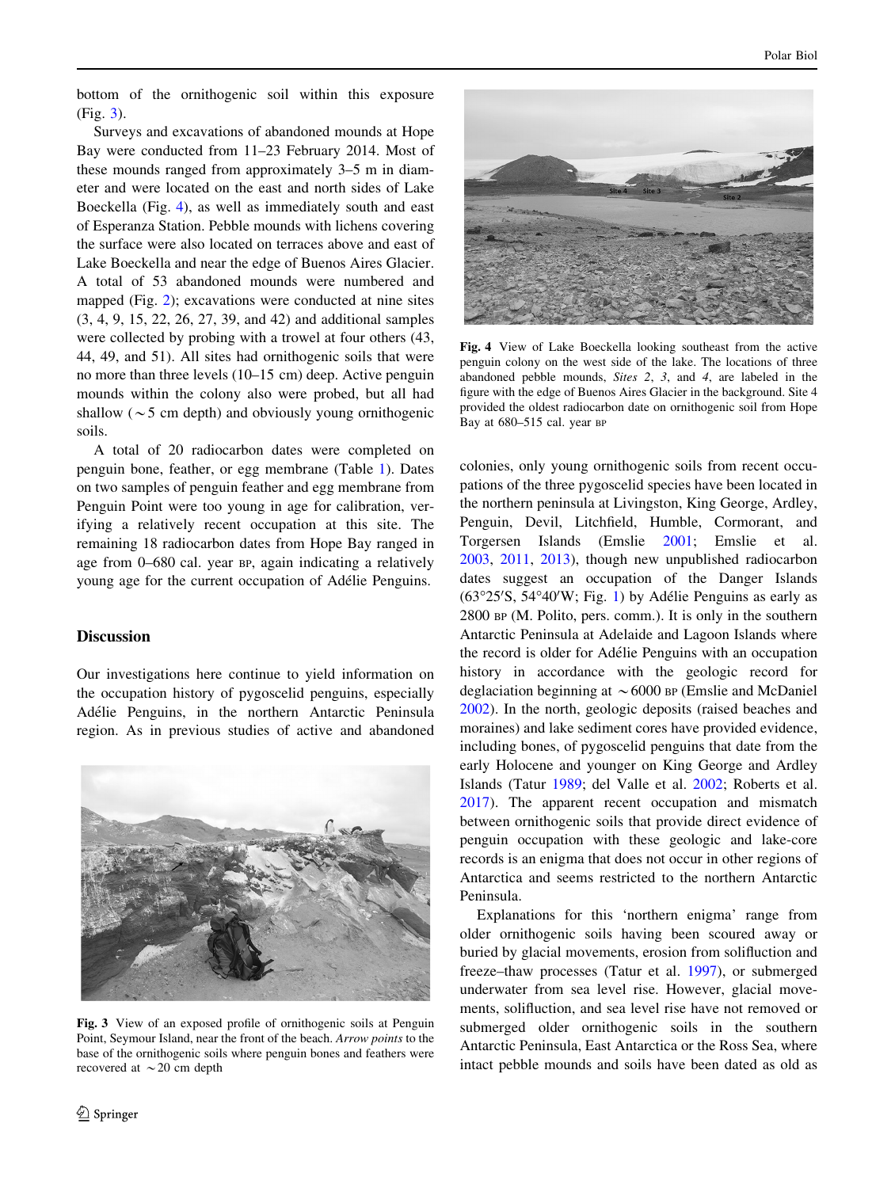bottom of the ornithogenic soil within this exposure (Fig. 3).

Surveys and excavations of abandoned mounds at Hope Bay were conducted from 11–23 February 2014. Most of these mounds ranged from approximately 3–5 m in diameter and were located on the east and north sides of Lake Boeckella (Fig. 4), as well as immediately south and east of Esperanza Station. Pebble mounds with lichens covering the surface were also located on terraces above and east of Lake Boeckella and near the edge of Buenos Aires Glacier. A total of 53 abandoned mounds were numbered and mapped (Fig. 2); excavations were conducted at nine sites (3, 4, 9, 15, 22, 26, 27, 39, and 42) and additional samples were collected by probing with a trowel at four others (43, 44, 49, and 51). All sites had ornithogenic soils that were no more than three levels (10–15 cm) deep. Active penguin mounds within the colony also were probed, but all had shallow (~5 cm depth) and obviously young ornithogenic soils.

A total of 20 radiocarbon dates were completed on penguin bone, feather, or egg membrane (Table 1). Dates on two samples of penguin feather and egg membrane from Penguin Point were too young in age for calibration, verifying a relatively recent occupation at this site. The remaining 18 radiocarbon dates from Hope Bay ranged in age from 0–680 cal. year BP, again indicating a relatively young age for the current occupation of Adélie Penguins.

## Discussion

Our investigations here continue to yield information on the occupation history of pygoscelid penguins, especially Adélie Penguins, in the northern Antarctic Peninsula region. As in previous studies of active and abandoned colonies, only young ornithogenic soils from recent occupations of the three pygoscelid species have been located in the northern peninsula at Livingston, King George, Ardley, Penguin, Devil, Litchfield, Humble, Cormorant, and Torgersen Islands (Emslie 2001; Emslie et al. 2003, 2011, 2013), though new unpublished radiocarbon dates suggest an occupation of the Danger Islands (63°25′S, 54°40′W; Fig. 1) by Adélie Penguins as early as 2800 BP (M. Polito, pers. comm.). It is only in the southern Antarctic Peninsula at Adelaide and Lagoon Islands where the record is older for Adélie Penguins with an occupation history in accordance with the geologic record for deglaciation beginning at ~6000 BP (Emslie and McDaniel 2002). In the north, geologic deposits (raised beaches and moraines) and lake sediment cores have provided evidence, including bones, of pygoscelid penguins that date from the early Holocene and younger on King George and Ardley Islands (Tatur 1989; del Valle et al. 2002; Roberts et al. 2017). The apparent recent occupation and mismatch between ornithogenic soils that provide direct evidence of penguin occupation with these geologic and lake-core records is an enigma that does not occur in other regions of Antarctica and seems restricted to the northern Antarctic Peninsula.

Explanations for this 'northern enigma' range from older ornithogenic soils having been scoured away or buried by glacial movements, erosion from solifluction and freeze–thaw processes (Tatur et al. 1997), or submerged underwater from sea level rise. However, glacial movements, solifluction, and sea level rise have not removed or submerged older ornithogenic soils in the southern Antarctic Peninsula, East Antarctica or the Ross Sea, where intact pebble mounds and soils have been dated as old as

Fig. 3 View of an exposed profile of ornithogenic soils at Penguin Point, Seymour Island, near the front of the beach. *Arrow points* to the base of the ornithogenic soils where penguin bones and feathers were recovered at ~20 cm depth

Fig. 4 View of Lake Boeckella looking southeast from the active penguin colony on the west side of the lake. The locations of three abandoned pebble mounds, *Sites 2*, *3*, and *4*, are labeled in the figure with the edge of Buenos Aires Glacier in the background. Site 4 provided the oldest radiocarbon date on ornithogenic soil from Hope Bay at 680–515 cal. year BP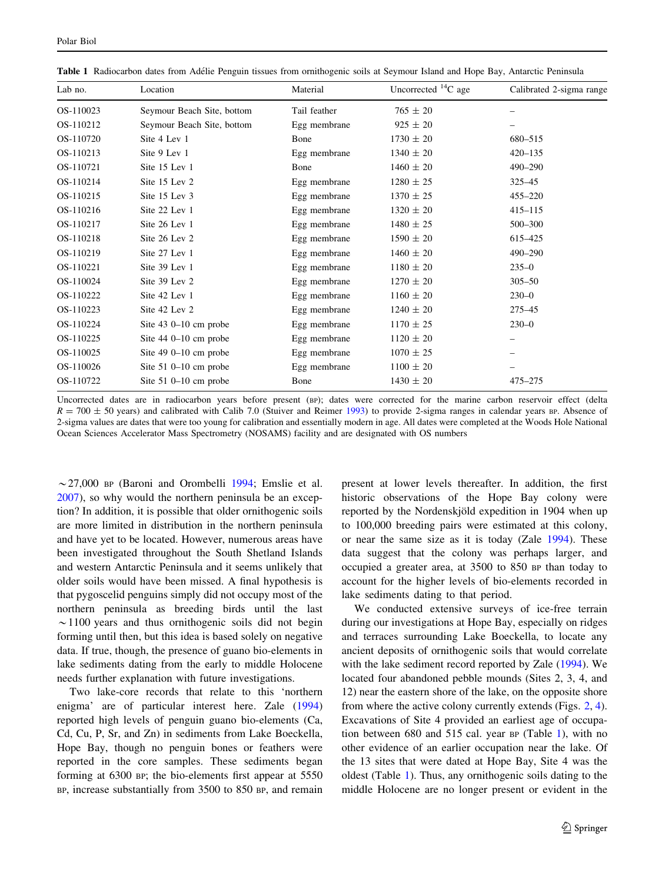**Table 1** Radiocarbon dates from Adélie Penguin tissues from ornithogenic soils at Seymour Island and Hope Bay, Antarctic Peninsula

| Lab no. | Location | Material | Uncorrected $^{14}C$ age | Calibrated 2-sigma range |
|---|---|---|---|---|
| OS-110023 | Seymour Beach Site, bottom | Tail feather | 765 ± 20 | – |
| OS-110212 | Seymour Beach Site, bottom | Egg membrane | 925 ± 20 | – |
| OS-110720 | Site 4 Lev 1 | Bone | 1730 ± 20 | 680–515 |
| OS-110213 | Site 9 Lev 1 | Egg membrane | 1340 ± 20 | 420–135 |
| OS-110721 | Site 15 Lev 1 | Bone | 1460 ± 20 | 490–290 |
| OS-110214 | Site 15 Lev 2 | Egg membrane | 1280 ± 25 | 325–45 |
| OS-110215 | Site 15 Lev 3 | Egg membrane | 1370 ± 25 | 455–220 |
| OS-110216 | Site 22 Lev 1 | Egg membrane | 1320 ± 20 | 415–115 |
| OS-110217 | Site 26 Lev 1 | Egg membrane | 1480 ± 25 | 500–300 |
| OS-110218 | Site 26 Lev 2 | Egg membrane | 1590 ± 20 | 615–425 |
| OS-110219 | Site 27 Lev 1 | Egg membrane | 1460 ± 20 | 490–290 |
| OS-110221 | Site 39 Lev 1 | Egg membrane | 1180 ± 20 | 235–0 |
| OS-110024 | Site 39 Lev 2 | Egg membrane | 1270 ± 20 | 305–50 |
| OS-110222 | Site 42 Lev 1 | Egg membrane | 1160 ± 20 | 230–0 |
| OS-110223 | Site 42 Lev 2 | Egg membrane | 1240 ± 20 | 275–45 |
| OS-110224 | Site 43 0–10 cm probe | Egg membrane | 1170 ± 25 | 230–0 |
| OS-110225 | Site 44 0–10 cm probe | Egg membrane | 1120 ± 20 | – |
| OS-110025 | Site 49 0–10 cm probe | Egg membrane | 1070 ± 25 | – |
| OS-110026 | Site 51 0–10 cm probe | Egg membrane | 1100 ± 20 | – |
| OS-110722 | Site 51 0–10 cm probe | Bone | 1430 ± 20 | 475–275 |

Uncorrected dates are in radiocarbon years before present (BP); dates were corrected for the marine carbon reservoir effect (delta $R = 700 \pm 50$ years) and calibrated with Calib 7.0 (Stuiver and Reimer 1993) to provide 2-sigma ranges in calendar years BP. Absence of 2-sigma values are dates that were too young for calibration and essentially modern in age. All dates were completed at the Woods Hole National Ocean Sciences Accelerator Mass Spectrometry (NOSAMS) facility and are designated with OS numbers

~27,000 BP (Baroni and Orombelli 1994; Emslie et al. 2007), so why would the northern peninsula be an exception? In addition, it is possible that older ornithogenic soils are more limited in distribution in the northern peninsula and have yet to be located. However, numerous areas have been investigated throughout the South Shetland Islands and western Antarctic Peninsula and it seems unlikely that older soils would have been missed. A final hypothesis is that pygoscelid penguins simply did not occupy most of the northern peninsula as breeding birds until the last ~1100 years and thus ornithogenic soils did not begin forming until then, but this idea is based solely on negative data. If true, though, the presence of guano bio-elements in lake sediments dating from the early to middle Holocene needs further explanation with future investigations.

Two lake-core records that relate to this 'northern enigma' are of particular interest here. Zale (1994) reported high levels of penguin guano bio-elements (Ca, Cd, Cu, P, Sr, and Zn) in sediments from Lake Boeckella, Hope Bay, though no penguin bones or feathers were reported in the core samples. These sediments began forming at 6300 BP; the bio-elements first appear at 5550 BP, increase substantially from 3500 to 850 BP, and remain present at lower levels thereafter. In addition, the first historic observations of the Hope Bay colony were reported by the Nordenskjöld expedition in 1904 when up to 100,000 breeding pairs were estimated at this colony, or near the same size as it is today (Zale 1994). These data suggest that the colony was perhaps larger, and occupied a greater area, at 3500 to 850 BP than today to account for the higher levels of bio-elements recorded in lake sediments dating to that period.

We conducted extensive surveys of ice-free terrain during our investigations at Hope Bay, especially on ridges and terraces surrounding Lake Boeckella, to locate any ancient deposits of ornithogenic soils that would correlate with the lake sediment record reported by Zale (1994). We located four abandoned pebble mounds (Sites 2, 3, 4, and 12) near the eastern shore of the lake, on the opposite shore from where the active colony currently extends (Figs. 2, 4). Excavations of Site 4 provided an earliest age of occupation between 680 and 515 cal. year BP (Table 1), with no other evidence of an earlier occupation near the lake. Of the 13 sites that were dated at Hope Bay, Site 4 was the oldest (Table 1). Thus, any ornithogenic soils dating to the middle Holocene are no longer present or evident in the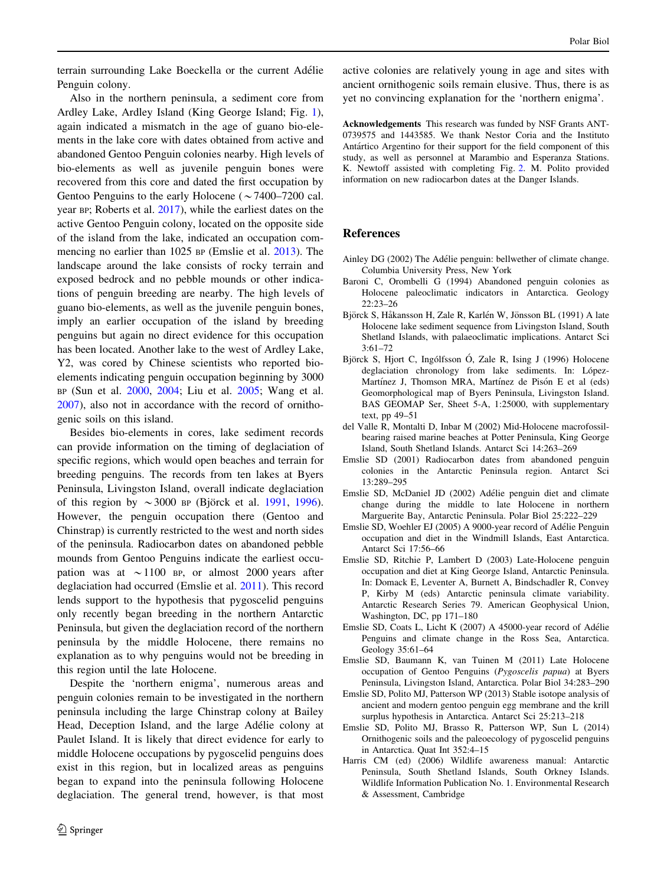terrain surrounding Lake Boeckella or the current Adélie Penguin colony.

Also in the northern peninsula, a sediment core from Ardley Lake, Ardley Island (King George Island; Fig. 1), again indicated a mismatch in the age of guano bio-elements in the lake core with dates obtained from active and abandoned Gentoo Penguin colonies nearby. High levels of bio-elements as well as juvenile penguin bones were recovered from this core and dated the first occupation by Gentoo Penguins to the early Holocene (~7400–7200 cal. year BP; Roberts et al. 2017), while the earliest dates on the active Gentoo Penguin colony, located on the opposite side of the island from the lake, indicated an occupation commencing no earlier than 1025 BP (Emslie et al. 2013). The landscape around the lake consists of rocky terrain and exposed bedrock and no pebble mounds or other indications of penguin breeding are nearby. The high levels of guano bio-elements, as well as the juvenile penguin bones, imply an earlier occupation of the island by breeding penguins but again no direct evidence for this occupation has been located. Another lake to the west of Ardley Lake, Y2, was cored by Chinese scientists who reported bio-elements indicating penguin occupation beginning by 3000 BP (Sun et al. 2000, 2004; Liu et al. 2005; Wang et al. 2007), also not in accordance with the record of ornithogenic soils on this island.

Besides bio-elements in cores, lake sediment records can provide information on the timing of deglaciation of specific regions, which would open beaches and terrain for breeding penguins. The records from ten lakes at Byers Peninsula, Livingston Island, overall indicate deglaciation of this region by ~3000 BP (Björck et al. 1991, 1996). However, the penguin occupation there (Gentoo and Chinstrap) is currently restricted to the west and north sides of the peninsula. Radiocarbon dates on abandoned pebble mounds from Gentoo Penguins indicate the earliest occupation was at ~1100 BP, or almost 2000 years after deglaciation had occurred (Emslie et al. 2011). This record lends support to the hypothesis that pygoscelid penguins only recently began breeding in the northern Antarctic Peninsula, but given the deglaciation record of the northern peninsula by the middle Holocene, there remains no explanation as to why penguins would not be breeding in this region until the late Holocene.

Despite the 'northern enigma', numerous areas and penguin colonies remain to be investigated in the northern peninsula including the large Chinstrap colony at Bailey Head, Deception Island, and the large Adélie colony at Paulet Island. It is likely that direct evidence for early to middle Holocene occupations by pygoscelid penguins does exist in this region, but in localized areas as penguins began to expand into the peninsula following Holocene deglaciation. The general trend, however, is that most active colonies are relatively young in age and sites with ancient ornithogenic soils remain elusive. Thus, there is as yet no convincing explanation for the 'northern enigma'.

**Acknowledgements** This research was funded by NSF Grants ANT-0739575 and 1443585. We thank Nestor Coria and the Instituto Antártico Argentino for their support for the field component of this study, as well as personnel at Marambio and Esperanza Stations. K. Newtoff assisted with completing Fig. 2. M. Polito provided information on new radiocarbon dates at the Danger Islands.

## References

Ainley DG (2002) The Adélie penguin: bellwether of climate change. Columbia University Press, New York

Baroni C, Orombelli G (1994) Abandoned penguin colonies as Holocene paleoclimatic indicators in Antarctica. Geology 22:23–26

Björck S, Håkansson H, Zale R, Karlén W, Jönsson BL (1991) A late Holocene lake sediment sequence from Livingston Island, South Shetland Islands, with palaeoclimatic implications. Antarct Sci 3:61–72

Björck S, Hjort C, Ingólfsson Ó, Zale R, Ising J (1996) Holocene deglaciation chronology from lake sediments. In: López-Martínez J, Thomson MRA, Martínez de Pisón E et al (eds) Geomorphological map of Byers Peninsula, Livingston Island. BAS GEOMAP Ser, Sheet 5-A, 1:25000, with supplementary text, pp 49–51

del Valle R, Montalti D, Inbar M (2002) Mid-Holocene macrofossil-bearing raised marine beaches at Potter Peninsula, King George Island, South Shetland Islands. Antarct Sci 14:263–269

Emslie SD (2001) Radiocarbon dates from abandoned penguin colonies in the Antarctic Peninsula region. Antarct Sci 13:289–295

Emslie SD, McDaniel JD (2002) Adélie penguin diet and climate change during the middle to late Holocene in northern Marguerite Bay, Antarctic Peninsula. Polar Biol 25:222–229

Emslie SD, Woehler EJ (2005) A 9000-year record of Adélie Penguin occupation and diet in the Windmill Islands, East Antarctica. Antarct Sci 17:56–66

Emslie SD, Ritchie P, Lambert D (2003) Late-Holocene penguin occupation and diet at King George Island, Antarctic Peninsula. In: Domack E, Leventer A, Burnett A, Bindschadler R, Convey P, Kirby M (eds) Antarctic peninsula climate variability. Antarctic Research Series 79. American Geophysical Union, Washington, DC, pp 171–180

Emslie SD, Coats L, Licht K (2007) A 45000-year record of Adélie Penguins and climate change in the Ross Sea, Antarctica. Geology 35:61–64

Emslie SD, Baumann K, van Tuinen M (2011) Late Holocene occupation of Gentoo Penguins (*Pygoscelis papua*) at Byers Peninsula, Livingston Island, Antarctica. Polar Biol 34:283–290

Emslie SD, Polito MJ, Patterson WP (2013) Stable isotope analysis of ancient and modern gentoo penguin egg membrane and the krill surplus hypothesis in Antarctica. Antarct Sci 25:213–218

Emslie SD, Polito MJ, Brasso R, Patterson WP, Sun L (2014) Ornithogenic soils and the paleoecology of pygoscelid penguins in Antarctica. Quat Int 352:4–15

Harris CM (ed) (2006) Wildlife awareness manual: Antarctic Peninsula, South Shetland Islands, South Orkney Islands. Wildlife Information Publication No. 1. Environmental Research & Assessment, Cambridge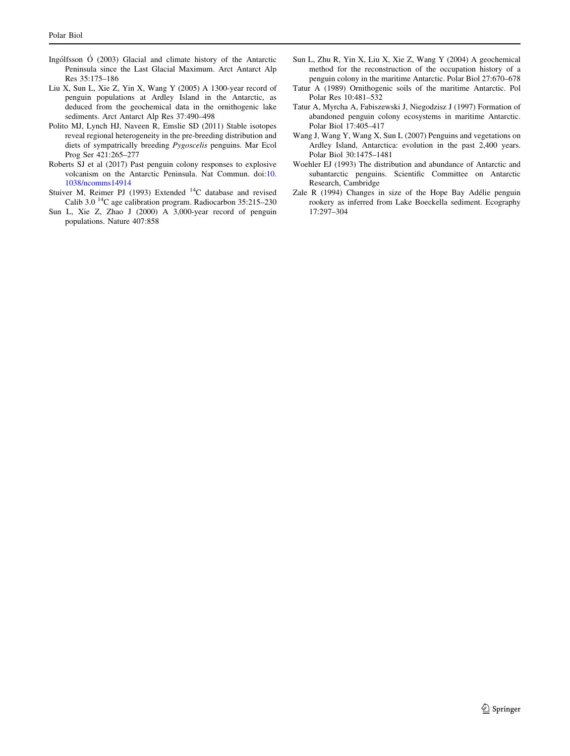Ingólfsson Ó (2003) Glacial and climate history of the Antarctic Peninsula since the Last Glacial Maximum. Arct Antarct Alp Res 35:175–186

Liu X, Sun L, Xie Z, Yin X, Wang Y (2005) A 1300-year record of penguin populations at Ardley Island in the Antarctic, as deduced from the geochemical data in the ornithogenic lake sediments. Arct Antarct Alp Res 37:490–498

Polito MJ, Lynch HJ, Naveen R, Emslie SD (2011) Stable isotopes reveal regional heterogeneity in the pre-breeding distribution and diets of sympatrically breeding *Pygoscelis* penguins. Mar Ecol Prog Ser 421:265–277

Roberts SJ et al (2017) Past penguin colony responses to explosive volcanism on the Antarctic Peninsula. Nat Commun. doi:10.1038/ncomms14914

Stuiver M, Reimer PJ (1993) Extended $^{14}$C database and revised Calib 3.0 $^{14}$C age calibration program. Radiocarbon 35:215–230

Sun L, Xie Z, Zhao J (2000) A 3,000-year record of penguin populations. Nature 407:858

Sun L, Zhu R, Yin X, Liu X, Xie Z, Wang Y (2004) A geochemical method for the reconstruction of the occupation history of a penguin colony in the maritime Antarctic. Polar Biol 27:670–678

Tatur A (1989) Ornithogenic soils of the maritime Antarctic. Pol Polar Res 10:481–532

Tatur A, Myrcha A, Fabiszewski J, Niegodzisz J (1997) Formation of abandoned penguin colony ecosystems in maritime Antarctic. Polar Biol 17:405–417

Wang J, Wang Y, Wang X, Sun L (2007) Penguins and vegetations on Ardley Island, Antarctica: evolution in the past 2,400 years. Polar Biol 30:1475–1481

Woehler EJ (1993) The distribution and abundance of Antarctic and subantarctic penguins. Scientific Committee on Antarctic Research, Cambridge

Zale R (1994) Changes in size of the Hope Bay Adélie penguin rookery as inferred from Lake Boeckella sediment. Ecography 17:297–304